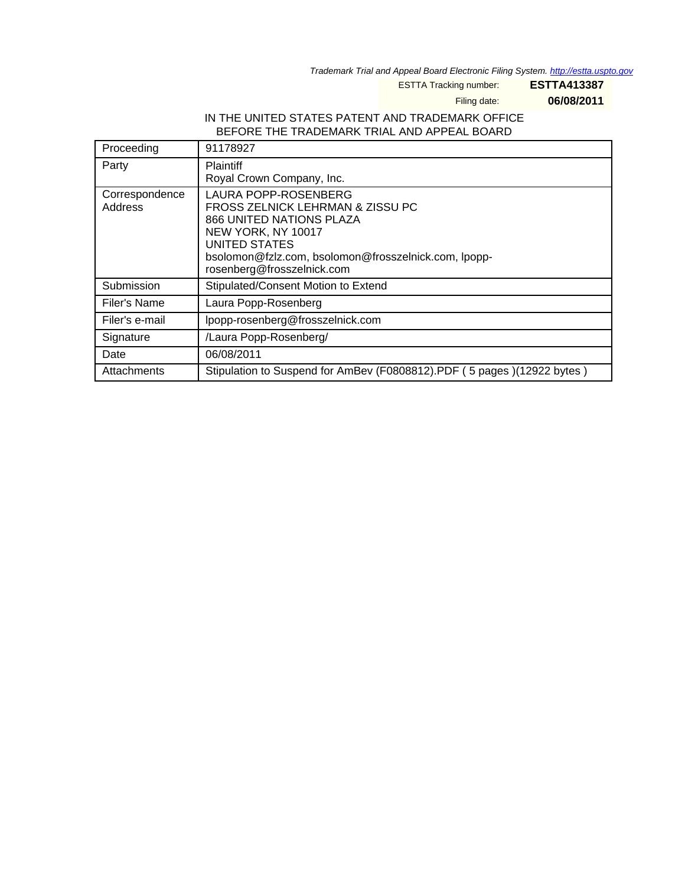*Trademark Trial and Appeal Board Electronic Filing System. http://estta.uspto.gov*

ESTTA Tracking number: **ESTTA413387**

Filing date: **06/08/2011**

IN THE UNITED STATES PATENT AND TRADEMARK OFFICE
BEFORE THE TRADEMARK TRIAL AND APPEAL BOARD

| Proceeding | 91178927 |
|---|---|
| Party | Plaintiff<br>Royal Crown Company, Inc. |
| Correspondence Address | LAURA POPP-ROSENBERG<br>FROSS ZELNICK LEHRMAN & ZISSU PC<br>866 UNITED NATIONS PLAZA<br>NEW YORK, NY 10017<br>UNITED STATES<br>bsolomon@fzlz.com, bsolomon@frosszelnick.com, lpopp-rosenberg@frosszelnick.com |
| Submission | Stipulated/Consent Motion to Extend |
| Filer's Name | Laura Popp-Rosenberg |
| Filer's e-mail | lpopp-rosenberg@frosszelnick.com |
| Signature | /Laura Popp-Rosenberg/ |
| Date | 06/08/2011 |
| Attachments | Stipulation to Suspend for AmBev (F0808812).PDF ( 5 pages )(12922 bytes ) |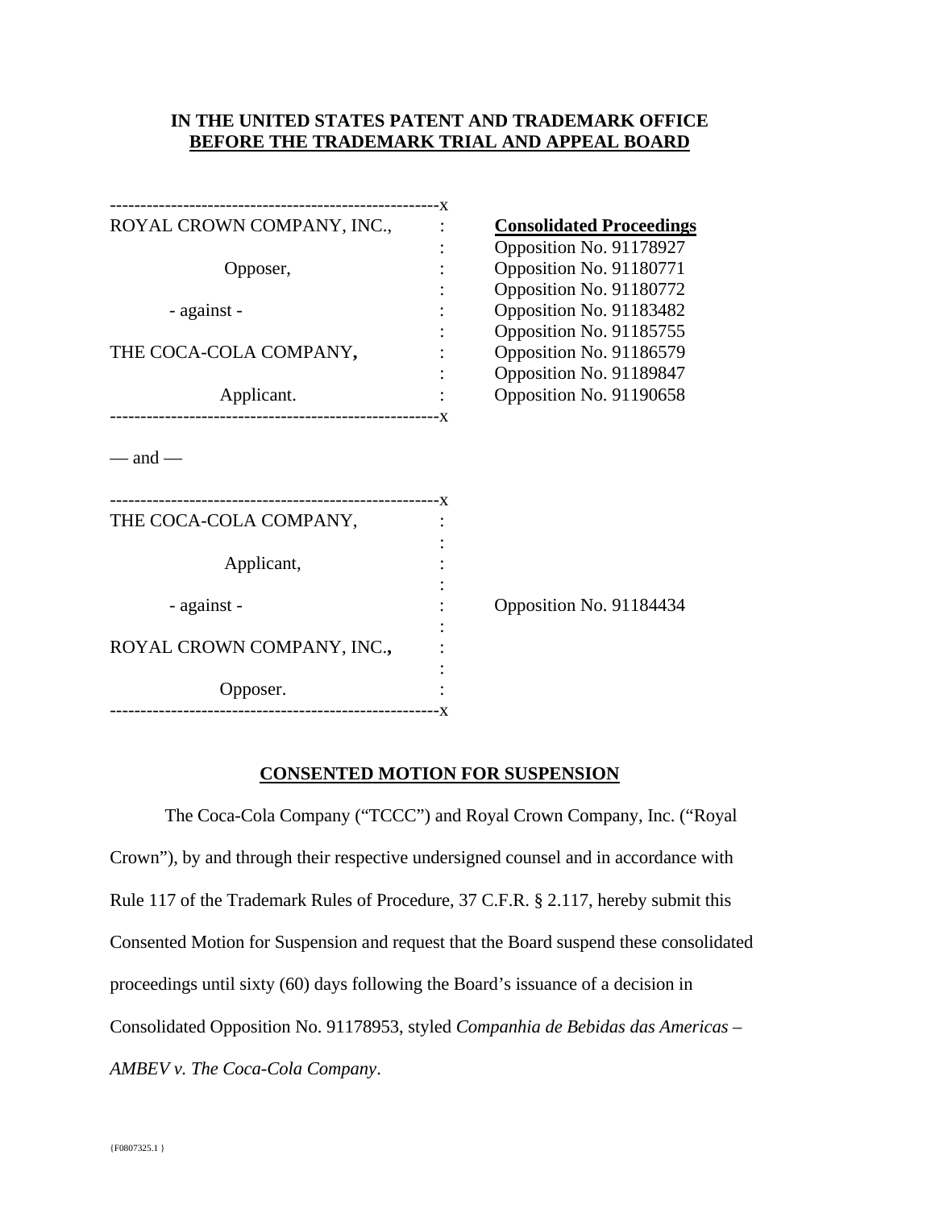**IN THE UNITED STATES PATENT AND TRADEMARK OFFICE**
**BEFORE THE TRADEMARK TRIAL AND APPEAL BOARD**

| | | |
|---|---|---|
| ROYAL CROWN COMPANY, INC., Opposer, - against - THE COCA-COLA COMPANY, Applicant. | : | **Consolidated Proceedings** Opposition No. 91178927 Opposition No. 91180771 Opposition No. 91180772 Opposition No. 91183482 Opposition No. 91185755 Opposition No. 91186579 Opposition No. 91189847 Opposition No. 91190658 |

— and —

| | | |
|---|---|---|
| THE COCA-COLA COMPANY, Applicant, - against - ROYAL CROWN COMPANY, INC., Opposer. | : | Opposition No. 91184434 |

## CONSENTED MOTION FOR SUSPENSION

The Coca-Cola Company ("TCCC") and Royal Crown Company, Inc. ("Royal Crown"), by and through their respective undersigned counsel and in accordance with Rule 117 of the Trademark Rules of Procedure, 37 C.F.R. § 2.117, hereby submit this Consented Motion for Suspension and request that the Board suspend these consolidated proceedings until sixty (60) days following the Board's issuance of a decision in Consolidated Opposition No. 91178953, styled *Companhia de Bebidas das Americas – AMBEV v. The Coca-Cola Company*.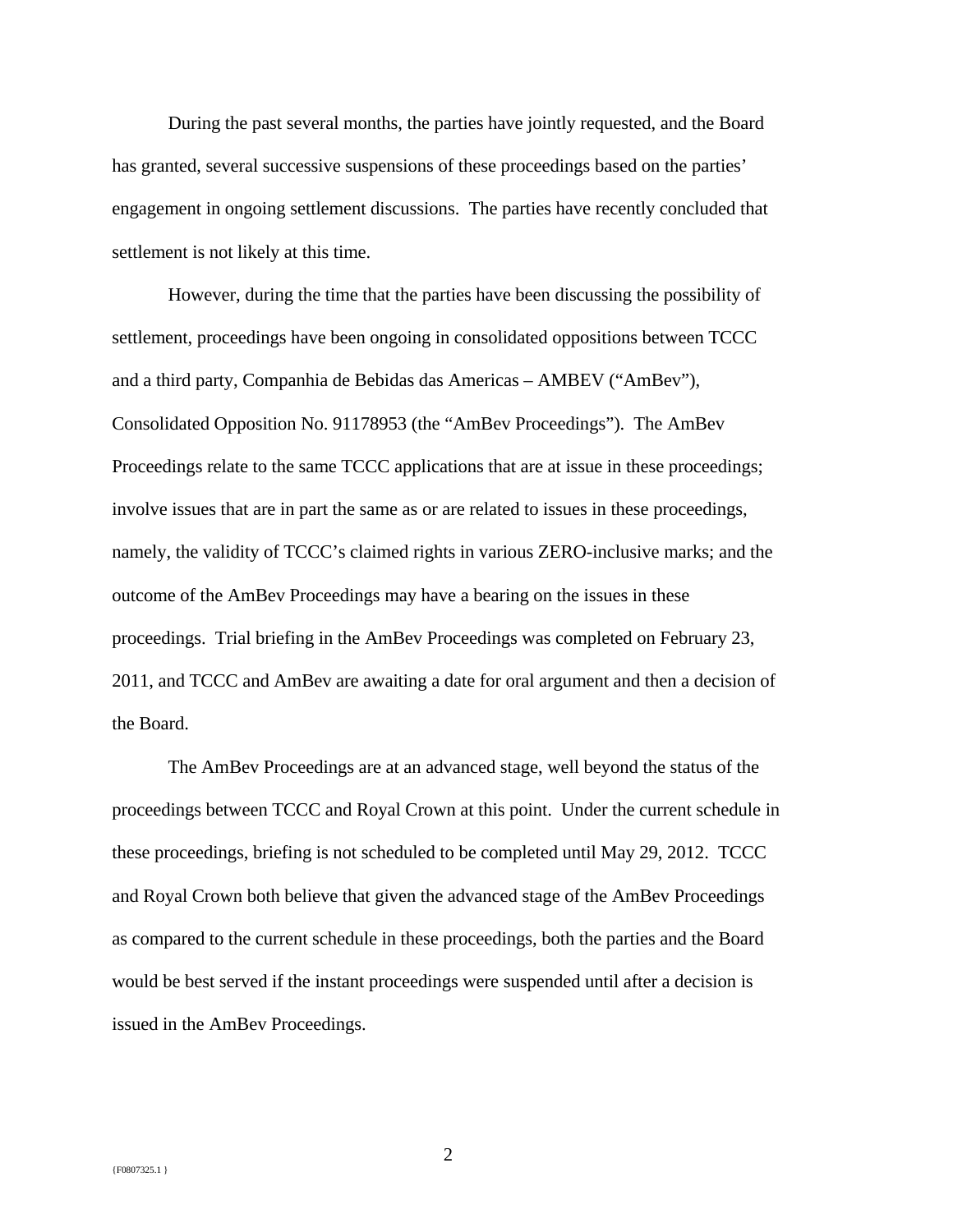During the past several months, the parties have jointly requested, and the Board has granted, several successive suspensions of these proceedings based on the parties' engagement in ongoing settlement discussions. The parties have recently concluded that settlement is not likely at this time.

However, during the time that the parties have been discussing the possibility of settlement, proceedings have been ongoing in consolidated oppositions between TCCC and a third party, Companhia de Bebidas das Americas – AMBEV ("AmBev"), Consolidated Opposition No. 91178953 (the "AmBev Proceedings"). The AmBev Proceedings relate to the same TCCC applications that are at issue in these proceedings; involve issues that are in part the same as or are related to issues in these proceedings, namely, the validity of TCCC's claimed rights in various ZERO-inclusive marks; and the outcome of the AmBev Proceedings may have a bearing on the issues in these proceedings. Trial briefing in the AmBev Proceedings was completed on February 23, 2011, and TCCC and AmBev are awaiting a date for oral argument and then a decision of the Board.

The AmBev Proceedings are at an advanced stage, well beyond the status of the proceedings between TCCC and Royal Crown at this point. Under the current schedule in these proceedings, briefing is not scheduled to be completed until May 29, 2012. TCCC and Royal Crown both believe that given the advanced stage of the AmBev Proceedings as compared to the current schedule in these proceedings, both the parties and the Board would be best served if the instant proceedings were suspended until after a decision is issued in the AmBev Proceedings.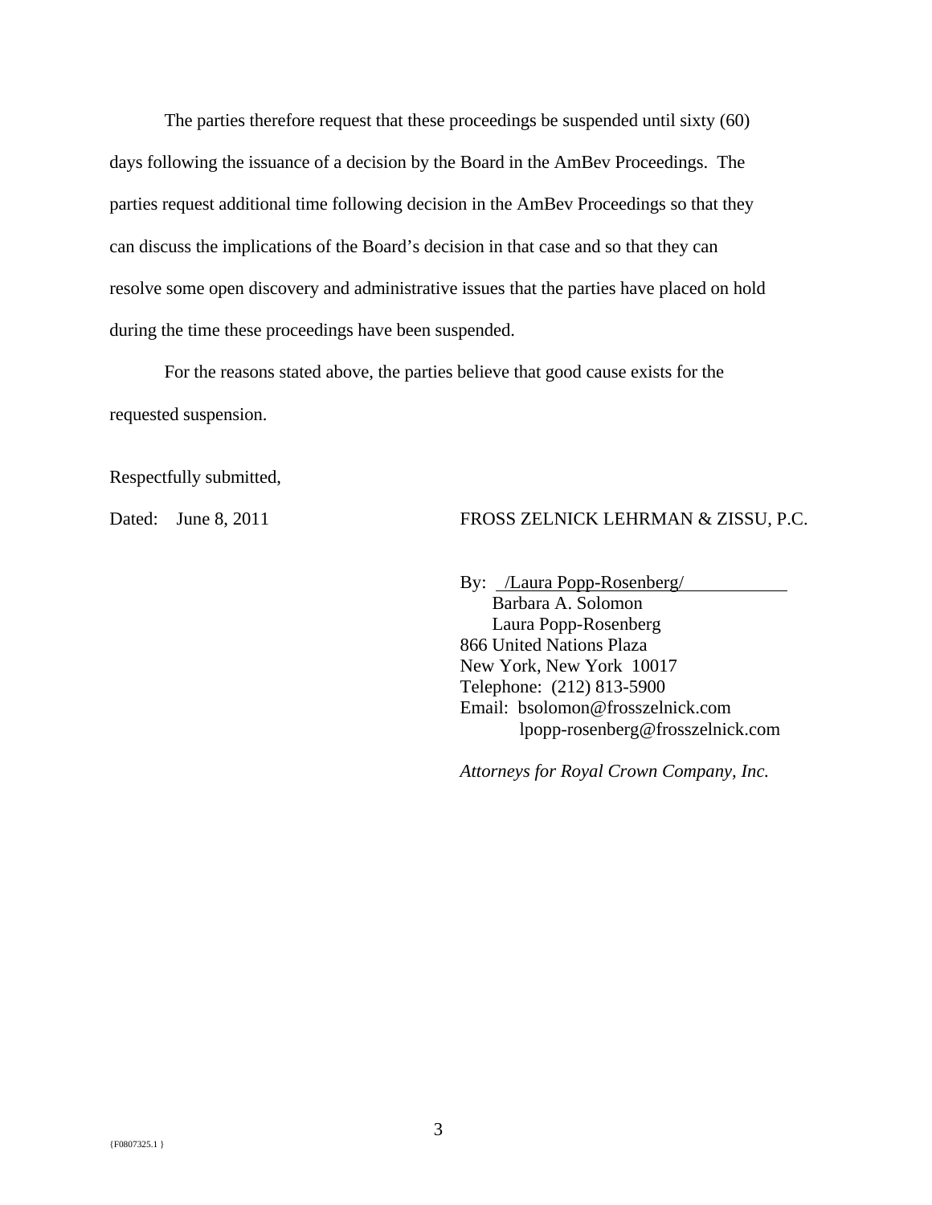The parties therefore request that these proceedings be suspended until sixty (60) days following the issuance of a decision by the Board in the AmBev Proceedings. The parties request additional time following decision in the AmBev Proceedings so that they can discuss the implications of the Board's decision in that case and so that they can resolve some open discovery and administrative issues that the parties have placed on hold during the time these proceedings have been suspended.

For the reasons stated above, the parties believe that good cause exists for the requested suspension.

Respectfully submitted,

Dated: June 8, 2011

FROSS ZELNICK LEHRMAN & ZISSU, P.C.

By: /Laura Popp-Rosenberg/
Barbara A. Solomon
Laura Popp-Rosenberg
866 United Nations Plaza
New York, New York 10017
Telephone: (212) 813-5900
Email: bsolomon@frosszelnick.com
lpopp-rosenberg@frosszelnick.com

*Attorneys for Royal Crown Company, Inc.*

{F0807325.1 }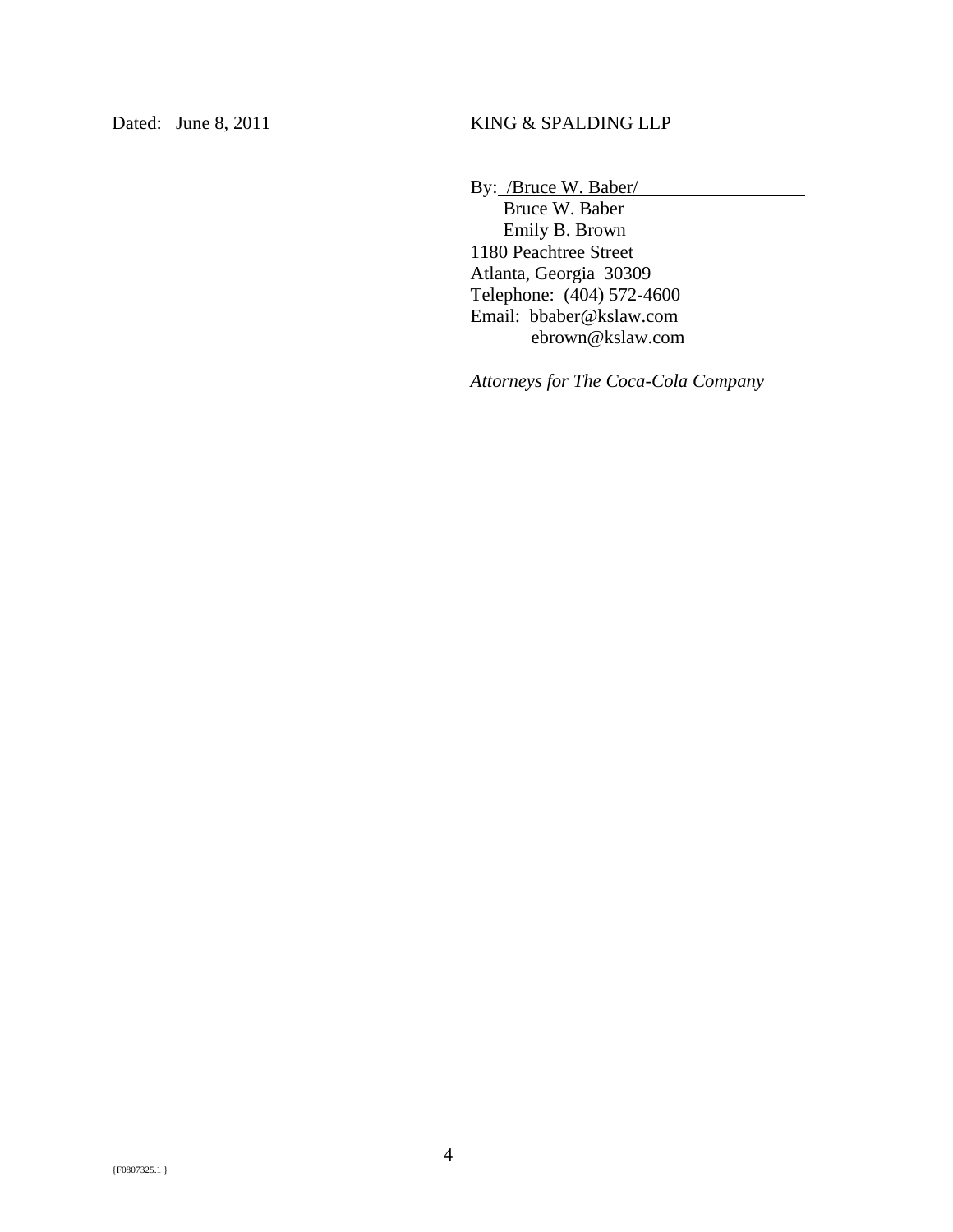Dated: June 8, 2011

KING & SPALDING LLP

By: /Bruce W. Baber/
Bruce W. Baber
Emily B. Brown
1180 Peachtree Street
Atlanta, Georgia 30309
Telephone: (404) 572-4600
Email: bbaber@kslaw.com
ebrown@kslaw.com

*Attorneys for The Coca-Cola Company*

{F0807325.1 }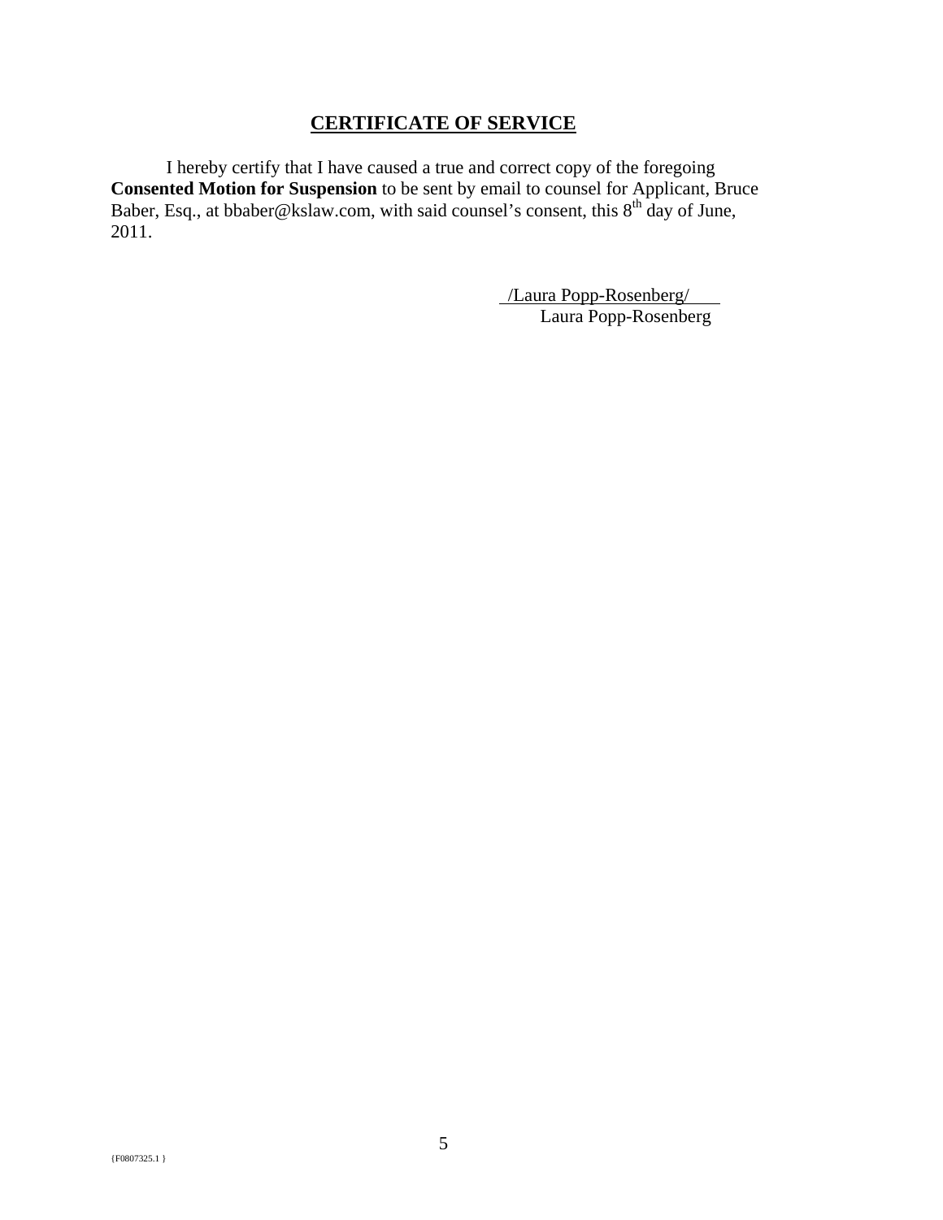## CERTIFICATE OF SERVICE

I hereby certify that I have caused a true and correct copy of the foregoing **Consented Motion for Suspension** to be sent by email to counsel for Applicant, Bruce Baber, Esq., at bbaber@kslaw.com, with said counsel's consent, this 8th day of June, 2011.

/Laura Popp-Rosenberg/
Laura Popp-Rosenberg

{F0807325.1 }